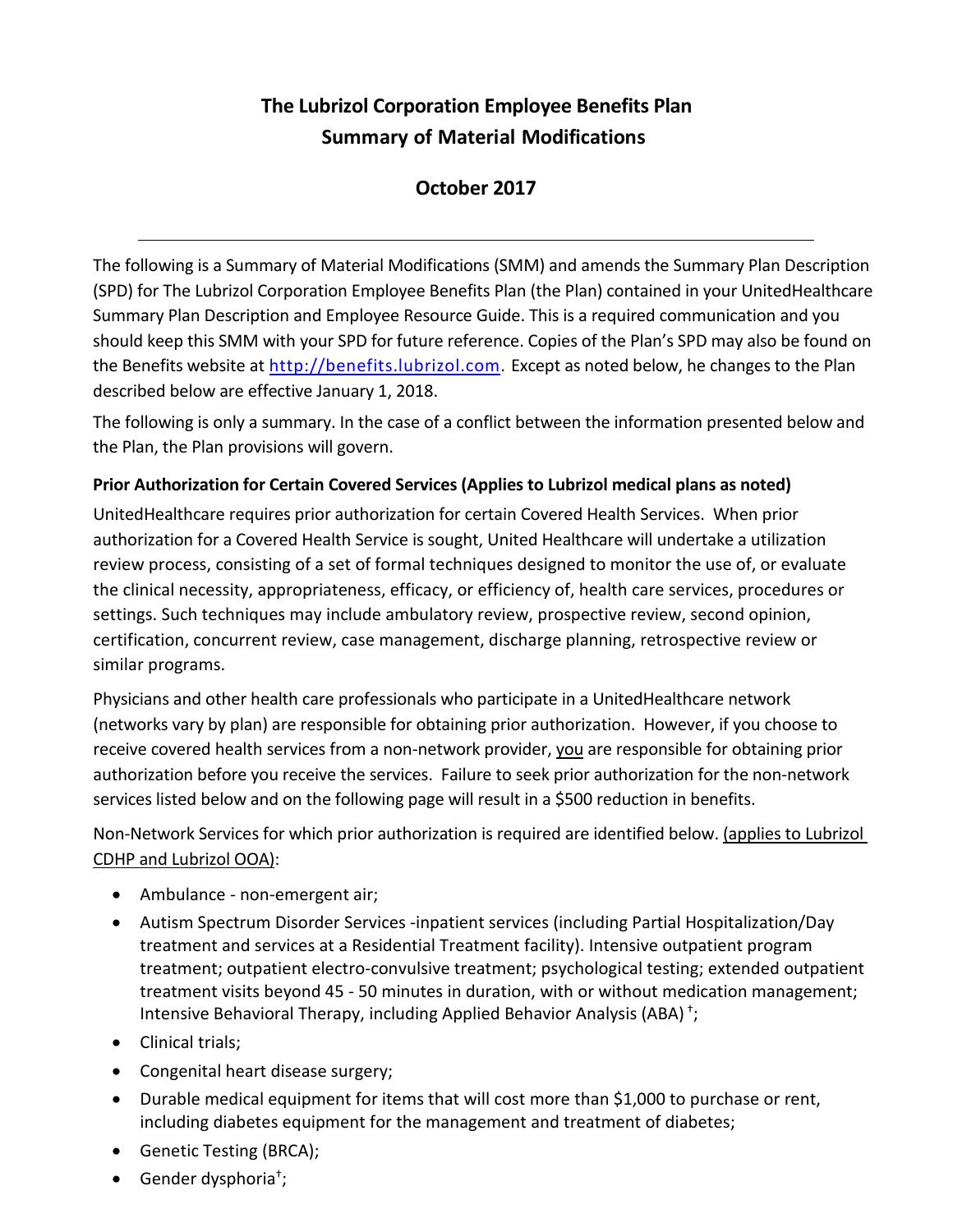# The Lubrizol Corporation Employee Benefits Plan
## Summary of Material Modifications

### October 2017

---

The following is a Summary of Material Modifications (SMM) and amends the Summary Plan Description (SPD) for The Lubrizol Corporation Employee Benefits Plan (the Plan) contained in your UnitedHealthcare Summary Plan Description and Employee Resource Guide. This is a required communication and you should keep this SMM with your SPD for future reference. Copies of the Plan's SPD may also be found on the Benefits website at http://benefits.lubrizol.com. Except as noted below, he changes to the Plan described below are effective January 1, 2018.

The following is only a summary. In the case of a conflict between the information presented below and the Plan, the Plan provisions will govern.

**Prior Authorization for Certain Covered Services (Applies to Lubrizol medical plans as noted)**

UnitedHealthcare requires prior authorization for certain Covered Health Services. When prior authorization for a Covered Health Service is sought, United Healthcare will undertake a utilization review process, consisting of a set of formal techniques designed to monitor the use of, or evaluate the clinical necessity, appropriateness, efficacy, or efficiency of, health care services, procedures or settings. Such techniques may include ambulatory review, prospective review, second opinion, certification, concurrent review, case management, discharge planning, retrospective review or similar programs.

Physicians and other health care professionals who participate in a UnitedHealthcare network (networks vary by plan) are responsible for obtaining prior authorization. However, if you choose to receive covered health services from a non-network provider, you are responsible for obtaining prior authorization before you receive the services. Failure to seek prior authorization for the non-network services listed below and on the following page will result in a $500 reduction in benefits.

Non-Network Services for which prior authorization is required are identified below. (applies to Lubrizol CDHP and Lubrizol OOA):

- Ambulance - non-emergent air;
- Autism Spectrum Disorder Services -inpatient services (including Partial Hospitalization/Day treatment and services at a Residential Treatment facility). Intensive outpatient program treatment; outpatient electro-convulsive treatment; psychological testing; extended outpatient treatment visits beyond 45 - 50 minutes in duration, with or without medication management; Intensive Behavioral Therapy, including Applied Behavior Analysis (ABA) †;
- Clinical trials;
- Congenital heart disease surgery;
- Durable medical equipment for items that will cost more than $1,000 to purchase or rent, including diabetes equipment for the management and treatment of diabetes;
- Genetic Testing (BRCA);
- Gender dysphoria†;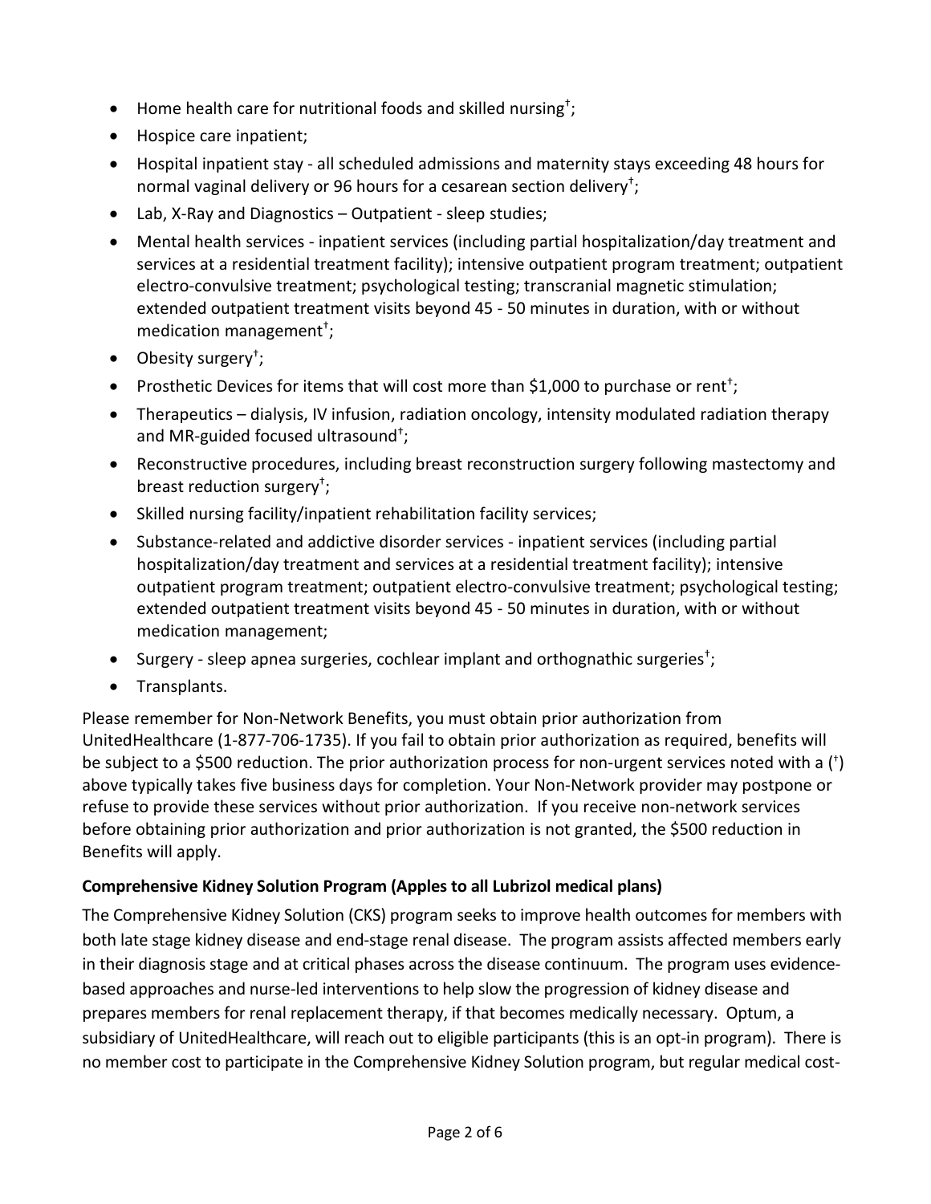- Home health care for nutritional foods and skilled nursing†;
- Hospice care inpatient;
- Hospital inpatient stay - all scheduled admissions and maternity stays exceeding 48 hours for normal vaginal delivery or 96 hours for a cesarean section delivery†;
- Lab, X-Ray and Diagnostics – Outpatient - sleep studies;
- Mental health services - inpatient services (including partial hospitalization/day treatment and services at a residential treatment facility); intensive outpatient program treatment; outpatient electro-convulsive treatment; psychological testing; transcranial magnetic stimulation; extended outpatient treatment visits beyond 45 - 50 minutes in duration, with or without medication management†;
- Obesity surgery†;
- Prosthetic Devices for items that will cost more than $1,000 to purchase or rent†;
- Therapeutics – dialysis, IV infusion, radiation oncology, intensity modulated radiation therapy and MR-guided focused ultrasound†;
- Reconstructive procedures, including breast reconstruction surgery following mastectomy and breast reduction surgery†;
- Skilled nursing facility/inpatient rehabilitation facility services;
- Substance-related and addictive disorder services - inpatient services (including partial hospitalization/day treatment and services at a residential treatment facility); intensive outpatient program treatment; outpatient electro-convulsive treatment; psychological testing; extended outpatient treatment visits beyond 45 - 50 minutes in duration, with or without medication management;
- Surgery - sleep apnea surgeries, cochlear implant and orthognathic surgeries†;
- Transplants.

Please remember for Non-Network Benefits, you must obtain prior authorization from UnitedHealthcare (1-877-706-1735). If you fail to obtain prior authorization as required, benefits will be subject to a $500 reduction. The prior authorization process for non-urgent services noted with a (†) above typically takes five business days for completion. Your Non-Network provider may postpone or refuse to provide these services without prior authorization. If you receive non-network services before obtaining prior authorization and prior authorization is not granted, the $500 reduction in Benefits will apply.

**Comprehensive Kidney Solution Program (Apples to all Lubrizol medical plans)**

The Comprehensive Kidney Solution (CKS) program seeks to improve health outcomes for members with both late stage kidney disease and end-stage renal disease. The program assists affected members early in their diagnosis stage and at critical phases across the disease continuum. The program uses evidence-based approaches and nurse-led interventions to help slow the progression of kidney disease and prepares members for renal replacement therapy, if that becomes medically necessary. Optum, a subsidiary of UnitedHealthcare, will reach out to eligible participants (this is an opt-in program). There is no member cost to participate in the Comprehensive Kidney Solution program, but regular medical cost-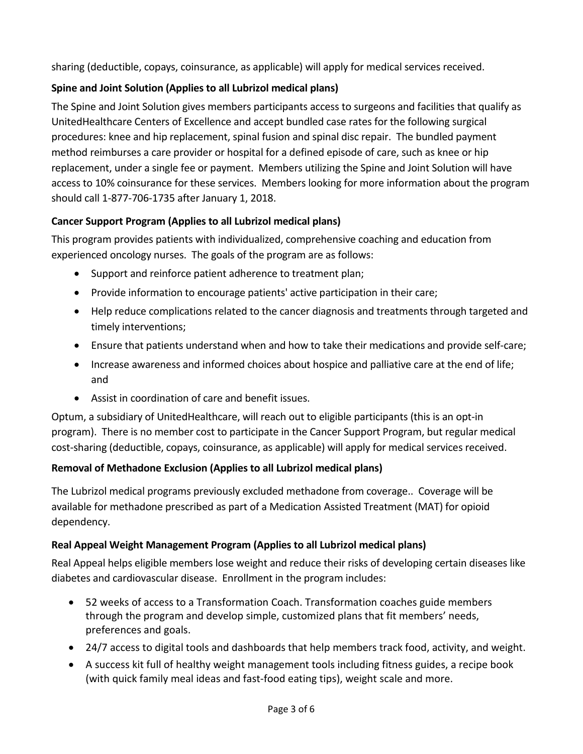sharing (deductible, copays, coinsurance, as applicable) will apply for medical services received.

**Spine and Joint Solution (Applies to all Lubrizol medical plans)**

The Spine and Joint Solution gives members participants access to surgeons and facilities that qualify as UnitedHealthcare Centers of Excellence and accept bundled case rates for the following surgical procedures: knee and hip replacement, spinal fusion and spinal disc repair. The bundled payment method reimburses a care provider or hospital for a defined episode of care, such as knee or hip replacement, under a single fee or payment. Members utilizing the Spine and Joint Solution will have access to 10% coinsurance for these services. Members looking for more information about the program should call 1-877-706-1735 after January 1, 2018.

**Cancer Support Program (Applies to all Lubrizol medical plans)**

This program provides patients with individualized, comprehensive coaching and education from experienced oncology nurses. The goals of the program are as follows:

- Support and reinforce patient adherence to treatment plan;
- Provide information to encourage patients' active participation in their care;
- Help reduce complications related to the cancer diagnosis and treatments through targeted and timely interventions;
- Ensure that patients understand when and how to take their medications and provide self-care;
- Increase awareness and informed choices about hospice and palliative care at the end of life; and
- Assist in coordination of care and benefit issues.

Optum, a subsidiary of UnitedHealthcare, will reach out to eligible participants (this is an opt-in program). There is no member cost to participate in the Cancer Support Program, but regular medical cost-sharing (deductible, copays, coinsurance, as applicable) will apply for medical services received.

**Removal of Methadone Exclusion (Applies to all Lubrizol medical plans)**

The Lubrizol medical programs previously excluded methadone from coverage.. Coverage will be available for methadone prescribed as part of a Medication Assisted Treatment (MAT) for opioid dependency.

**Real Appeal Weight Management Program (Applies to all Lubrizol medical plans)**

Real Appeal helps eligible members lose weight and reduce their risks of developing certain diseases like diabetes and cardiovascular disease. Enrollment in the program includes:

- 52 weeks of access to a Transformation Coach. Transformation coaches guide members through the program and develop simple, customized plans that fit members' needs, preferences and goals.
- 24/7 access to digital tools and dashboards that help members track food, activity, and weight.
- A success kit full of healthy weight management tools including fitness guides, a recipe book (with quick family meal ideas and fast-food eating tips), weight scale and more.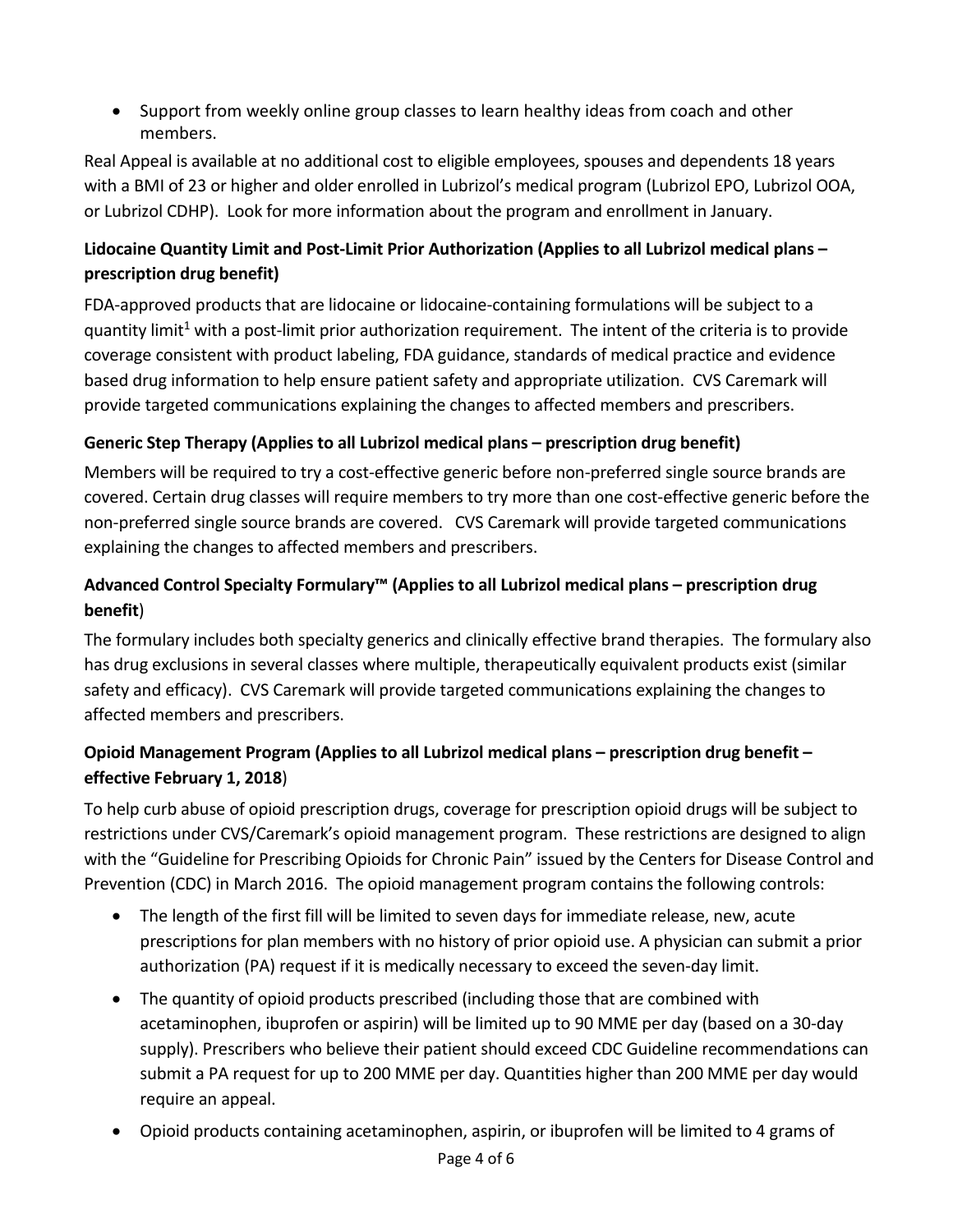- Support from weekly online group classes to learn healthy ideas from coach and other members.

Real Appeal is available at no additional cost to eligible employees, spouses and dependents 18 years with a BMI of 23 or higher and older enrolled in Lubrizol's medical program (Lubrizol EPO, Lubrizol OOA, or Lubrizol CDHP). Look for more information about the program and enrollment in January.

**Lidocaine Quantity Limit and Post-Limit Prior Authorization (Applies to all Lubrizol medical plans – prescription drug benefit)**

FDA-approved products that are lidocaine or lidocaine-containing formulations will be subject to a quantity limit[1] with a post-limit prior authorization requirement. The intent of the criteria is to provide coverage consistent with product labeling, FDA guidance, standards of medical practice and evidence based drug information to help ensure patient safety and appropriate utilization. CVS Caremark will provide targeted communications explaining the changes to affected members and prescribers.

**Generic Step Therapy (Applies to all Lubrizol medical plans – prescription drug benefit)**

Members will be required to try a cost-effective generic before non-preferred single source brands are covered. Certain drug classes will require members to try more than one cost-effective generic before the non-preferred single source brands are covered. CVS Caremark will provide targeted communications explaining the changes to affected members and prescribers.

**Advanced Control Specialty Formulary™ (Applies to all Lubrizol medical plans – prescription drug benefit)**

The formulary includes both specialty generics and clinically effective brand therapies. The formulary also has drug exclusions in several classes where multiple, therapeutically equivalent products exist (similar safety and efficacy). CVS Caremark will provide targeted communications explaining the changes to affected members and prescribers.

**Opioid Management Program (Applies to all Lubrizol medical plans – prescription drug benefit – effective February 1, 2018)**

To help curb abuse of opioid prescription drugs, coverage for prescription opioid drugs will be subject to restrictions under CVS/Caremark's opioid management program. These restrictions are designed to align with the "Guideline for Prescribing Opioids for Chronic Pain" issued by the Centers for Disease Control and Prevention (CDC) in March 2016. The opioid management program contains the following controls:

- The length of the first fill will be limited to seven days for immediate release, new, acute prescriptions for plan members with no history of prior opioid use. A physician can submit a prior authorization (PA) request if it is medically necessary to exceed the seven-day limit.
- The quantity of opioid products prescribed (including those that are combined with acetaminophen, ibuprofen or aspirin) will be limited up to 90 MME per day (based on a 30-day supply). Prescribers who believe their patient should exceed CDC Guideline recommendations can submit a PA request for up to 200 MME per day. Quantities higher than 200 MME per day would require an appeal.
- Opioid products containing acetaminophen, aspirin, or ibuprofen will be limited to 4 grams of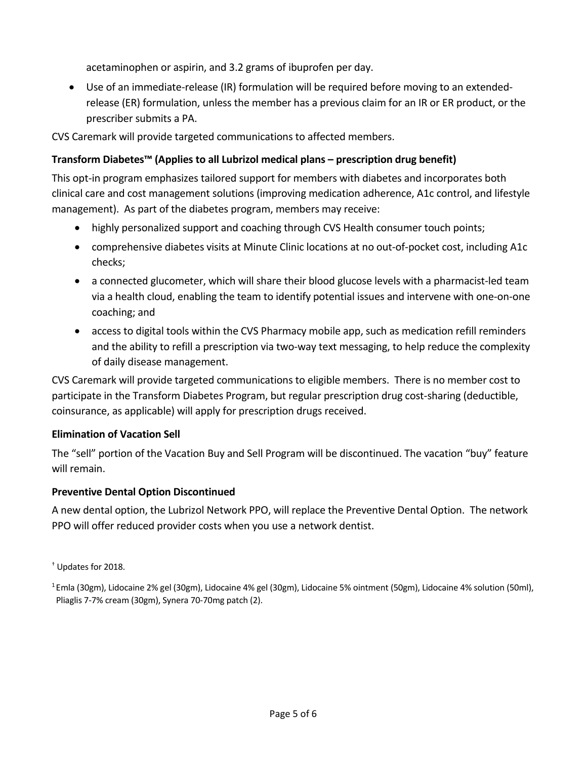acetaminophen or aspirin, and 3.2 grams of ibuprofen per day.

- Use of an immediate-release (IR) formulation will be required before moving to an extended-release (ER) formulation, unless the member has a previous claim for an IR or ER product, or the prescriber submits a PA.

CVS Caremark will provide targeted communications to affected members.

**Transform Diabetes™ (Applies to all Lubrizol medical plans – prescription drug benefit)**

This opt-in program emphasizes tailored support for members with diabetes and incorporates both clinical care and cost management solutions (improving medication adherence, A1c control, and lifestyle management). As part of the diabetes program, members may receive:

- highly personalized support and coaching through CVS Health consumer touch points;
- comprehensive diabetes visits at Minute Clinic locations at no out-of-pocket cost, including A1c checks;
- a connected glucometer, which will share their blood glucose levels with a pharmacist-led team via a health cloud, enabling the team to identify potential issues and intervene with one-on-one coaching; and
- access to digital tools within the CVS Pharmacy mobile app, such as medication refill reminders and the ability to refill a prescription via two-way text messaging, to help reduce the complexity of daily disease management.

CVS Caremark will provide targeted communications to eligible members. There is no member cost to participate in the Transform Diabetes Program, but regular prescription drug cost-sharing (deductible, coinsurance, as applicable) will apply for prescription drugs received.

**Elimination of Vacation Sell**

The "sell" portion of the Vacation Buy and Sell Program will be discontinued. The vacation "buy" feature will remain.

**Preventive Dental Option Discontinued**

A new dental option, the Lubrizol Network PPO, will replace the Preventive Dental Option. The network PPO will offer reduced provider costs when you use a network dentist.

† Updates for 2018.

[1] Emla (30gm), Lidocaine 2% gel (30gm), Lidocaine 4% gel (30gm), Lidocaine 5% ointment (50gm), Lidocaine 4% solution (50ml), Pliaglis 7-7% cream (30gm), Synera 70-70mg patch (2).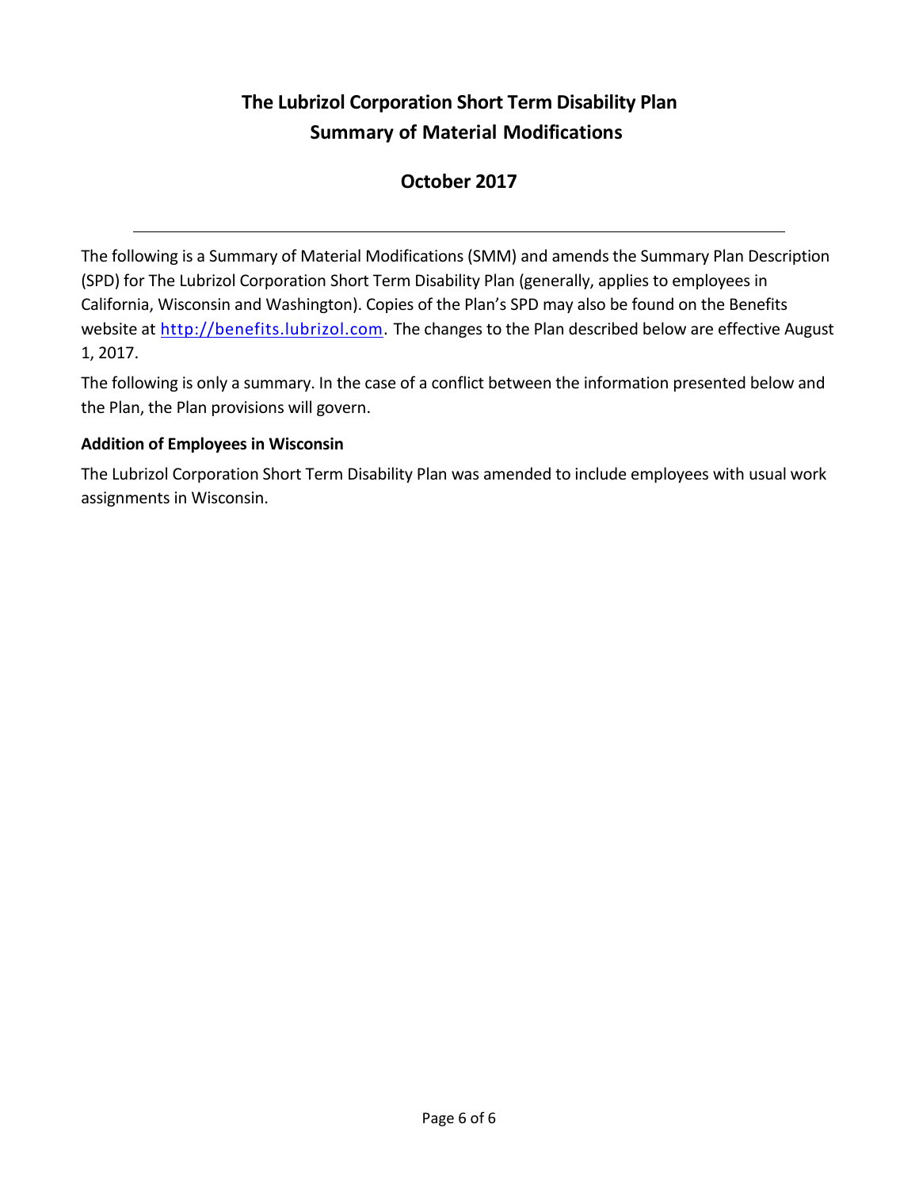# The Lubrizol Corporation Short Term Disability Plan
# Summary of Material Modifications

## October 2017

---

The following is a Summary of Material Modifications (SMM) and amends the Summary Plan Description (SPD) for The Lubrizol Corporation Short Term Disability Plan (generally, applies to employees in California, Wisconsin and Washington). Copies of the Plan's SPD may also be found on the Benefits website at http://benefits.lubrizol.com. The changes to the Plan described below are effective August 1, 2017.

The following is only a summary. In the case of a conflict between the information presented below and the Plan, the Plan provisions will govern.

**Addition of Employees in Wisconsin**

The Lubrizol Corporation Short Term Disability Plan was amended to include employees with usual work assignments in Wisconsin.